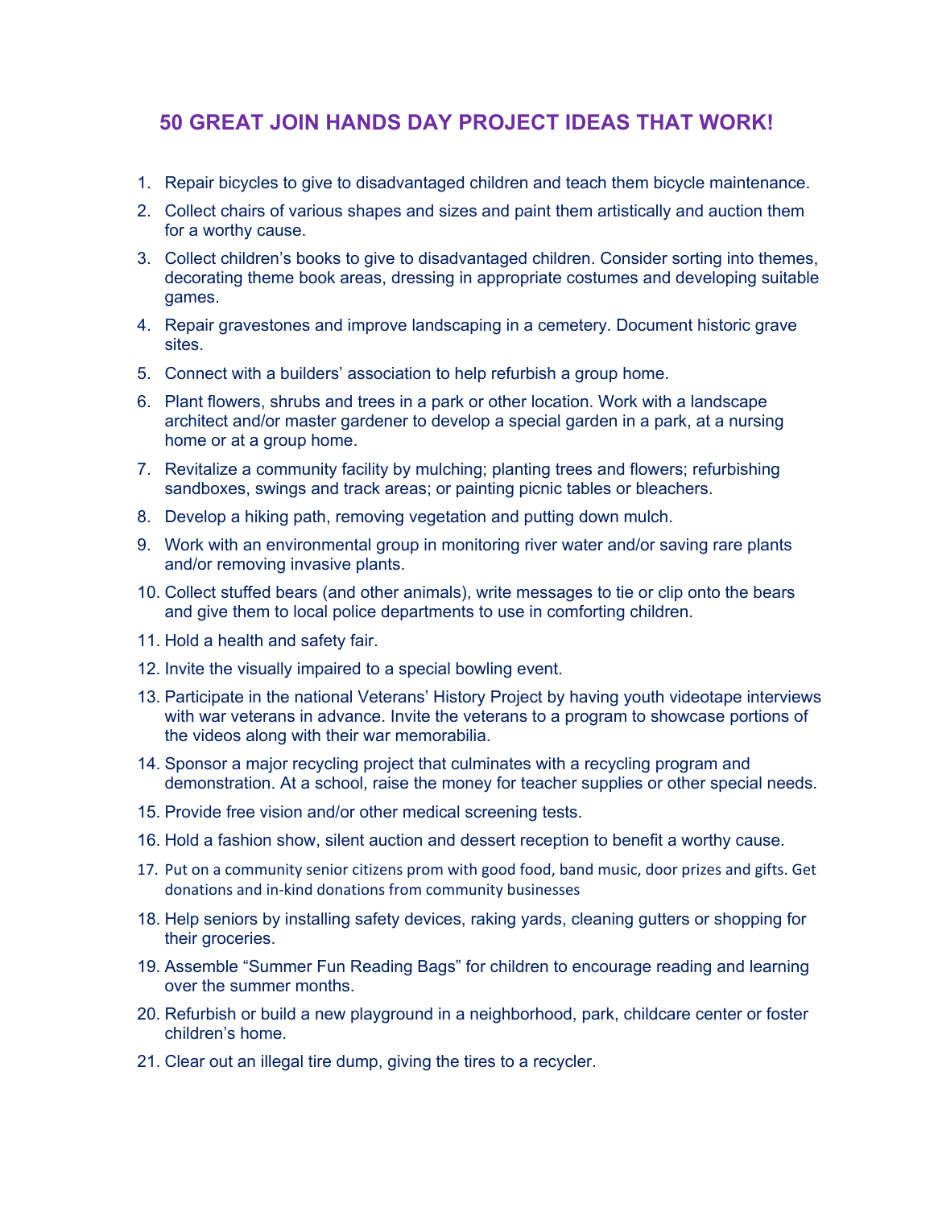# 50 GREAT JOIN HANDS DAY PROJECT IDEAS THAT WORK!

1. Repair bicycles to give to disadvantaged children and teach them bicycle maintenance.
2. Collect chairs of various shapes and sizes and paint them artistically and auction them for a worthy cause.
3. Collect children's books to give to disadvantaged children. Consider sorting into themes, decorating theme book areas, dressing in appropriate costumes and developing suitable games.
4. Repair gravestones and improve landscaping in a cemetery. Document historic grave sites.
5. Connect with a builders' association to help refurbish a group home.
6. Plant flowers, shrubs and trees in a park or other location. Work with a landscape architect and/or master gardener to develop a special garden in a park, at a nursing home or at a group home.
7. Revitalize a community facility by mulching; planting trees and flowers; refurbishing sandboxes, swings and track areas; or painting picnic tables or bleachers.
8. Develop a hiking path, removing vegetation and putting down mulch.
9. Work with an environmental group in monitoring river water and/or saving rare plants and/or removing invasive plants.
10. Collect stuffed bears (and other animals), write messages to tie or clip onto the bears and give them to local police departments to use in comforting children.
11. Hold a health and safety fair.
12. Invite the visually impaired to a special bowling event.
13. Participate in the national Veterans' History Project by having youth videotape interviews with war veterans in advance. Invite the veterans to a program to showcase portions of the videos along with their war memorabilia.
14. Sponsor a major recycling project that culminates with a recycling program and demonstration. At a school, raise the money for teacher supplies or other special needs.
15. Provide free vision and/or other medical screening tests.
16. Hold a fashion show, silent auction and dessert reception to benefit a worthy cause.
17. Put on a community senior citizens prom with good food, band music, door prizes and gifts. Get donations and in-kind donations from community businesses
18. Help seniors by installing safety devices, raking yards, cleaning gutters or shopping for their groceries.
19. Assemble "Summer Fun Reading Bags" for children to encourage reading and learning over the summer months.
20. Refurbish or build a new playground in a neighborhood, park, childcare center or foster children's home.
21. Clear out an illegal tire dump, giving the tires to a recycler.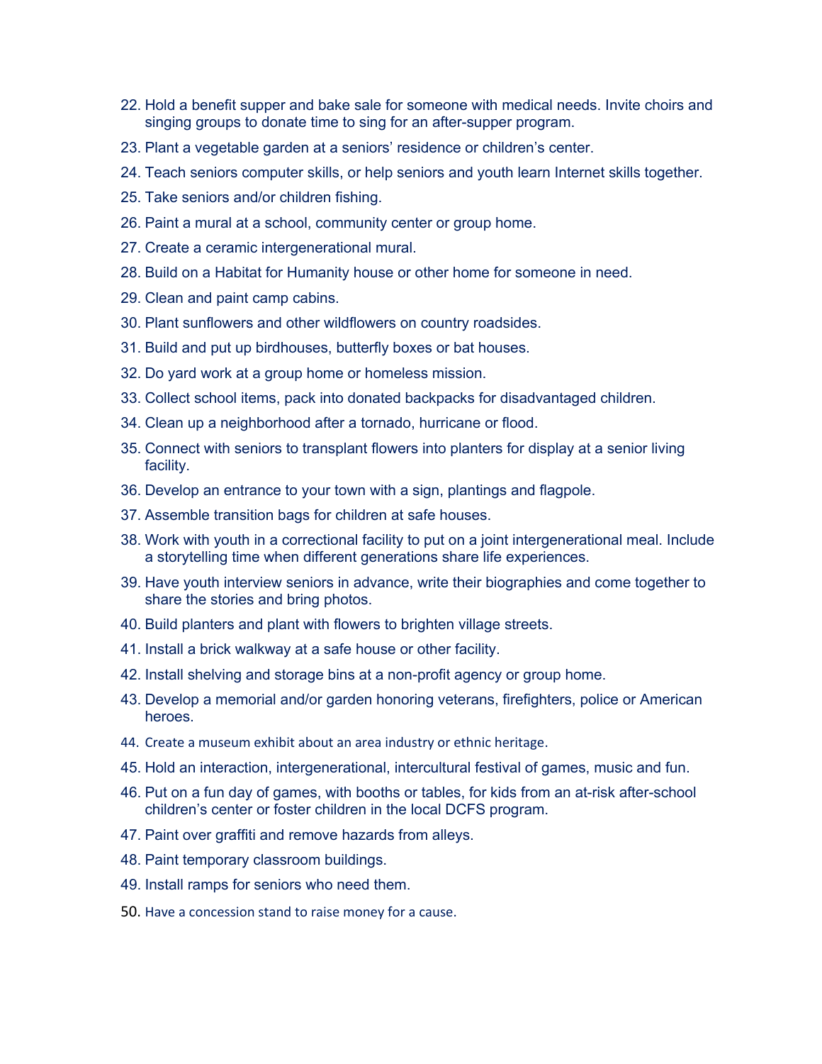22. Hold a benefit supper and bake sale for someone with medical needs. Invite choirs and singing groups to donate time to sing for an after-supper program.
23. Plant a vegetable garden at a seniors' residence or children's center.
24. Teach seniors computer skills, or help seniors and youth learn Internet skills together.
25. Take seniors and/or children fishing.
26. Paint a mural at a school, community center or group home.
27. Create a ceramic intergenerational mural.
28. Build on a Habitat for Humanity house or other home for someone in need.
29. Clean and paint camp cabins.
30. Plant sunflowers and other wildflowers on country roadsides.
31. Build and put up birdhouses, butterfly boxes or bat houses.
32. Do yard work at a group home or homeless mission.
33. Collect school items, pack into donated backpacks for disadvantaged children.
34. Clean up a neighborhood after a tornado, hurricane or flood.
35. Connect with seniors to transplant flowers into planters for display at a senior living facility.
36. Develop an entrance to your town with a sign, plantings and flagpole.
37. Assemble transition bags for children at safe houses.
38. Work with youth in a correctional facility to put on a joint intergenerational meal. Include a storytelling time when different generations share life experiences.
39. Have youth interview seniors in advance, write their biographies and come together to share the stories and bring photos.
40. Build planters and plant with flowers to brighten village streets.
41. Install a brick walkway at a safe house or other facility.
42. Install shelving and storage bins at a non-profit agency or group home.
43. Develop a memorial and/or garden honoring veterans, firefighters, police or American heroes.
44. Create a museum exhibit about an area industry or ethnic heritage.
45. Hold an interaction, intergenerational, intercultural festival of games, music and fun.
46. Put on a fun day of games, with booths or tables, for kids from an at-risk after-school children's center or foster children in the local DCFS program.
47. Paint over graffiti and remove hazards from alleys.
48. Paint temporary classroom buildings.
49. Install ramps for seniors who need them.
50. Have a concession stand to raise money for a cause.